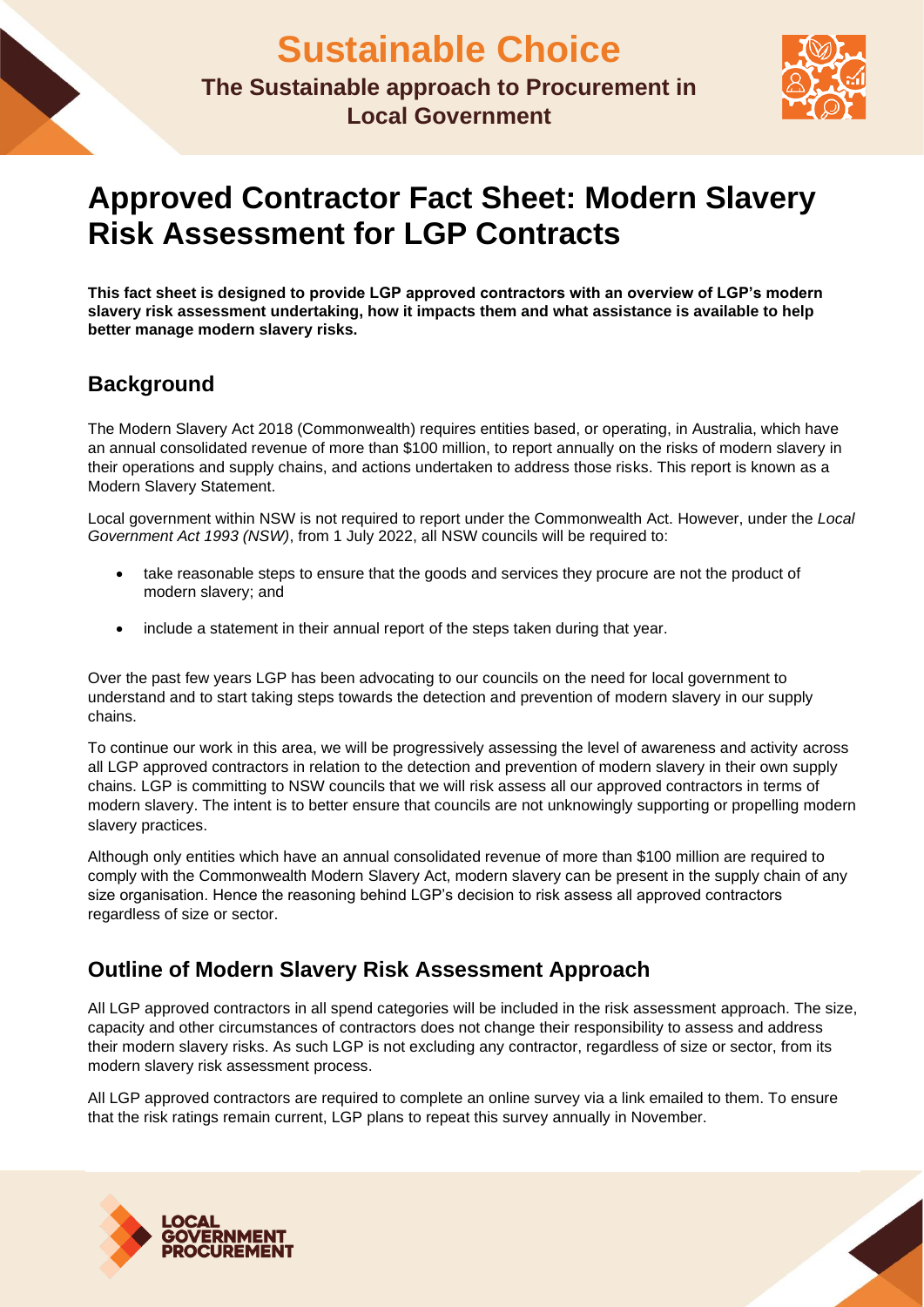# Sustainable Choice

**The Sustainable approach to Procurement in Local Government**

# Approved Contractor Fact Sheet: Modern Slavery Risk Assessment for LGP Contracts

**This fact sheet is designed to provide LGP approved contractors with an overview of LGP's modern slavery risk assessment undertaking, how it impacts them and what assistance is available to help better manage modern slavery risks.**

## Background

The Modern Slavery Act 2018 (Commonwealth) requires entities based, or operating, in Australia, which have an annual consolidated revenue of more than $100 million, to report annually on the risks of modern slavery in their operations and supply chains, and actions undertaken to address those risks. This report is known as a Modern Slavery Statement.

Local government within NSW is not required to report under the Commonwealth Act. However, under the *Local Government Act 1993 (NSW)*, from 1 July 2022, all NSW councils will be required to:

- take reasonable steps to ensure that the goods and services they procure are not the product of modern slavery; and
- include a statement in their annual report of the steps taken during that year.

Over the past few years LGP has been advocating to our councils on the need for local government to understand and to start taking steps towards the detection and prevention of modern slavery in our supply chains.

To continue our work in this area, we will be progressively assessing the level of awareness and activity across all LGP approved contractors in relation to the detection and prevention of modern slavery in their own supply chains. LGP is committing to NSW councils that we will risk assess all our approved contractors in terms of modern slavery. The intent is to better ensure that councils are not unknowingly supporting or propelling modern slavery practices.

Although only entities which have an annual consolidated revenue of more than $100 million are required to comply with the Commonwealth Modern Slavery Act, modern slavery can be present in the supply chain of any size organisation. Hence the reasoning behind LGP's decision to risk assess all approved contractors regardless of size or sector.

## Outline of Modern Slavery Risk Assessment Approach

All LGP approved contractors in all spend categories will be included in the risk assessment approach. The size, capacity and other circumstances of contractors does not change their responsibility to assess and address their modern slavery risks. As such LGP is not excluding any contractor, regardless of size or sector, from its modern slavery risk assessment process.

All LGP approved contractors are required to complete an online survey via a link emailed to them. To ensure that the risk ratings remain current, LGP plans to repeat this survey annually in November.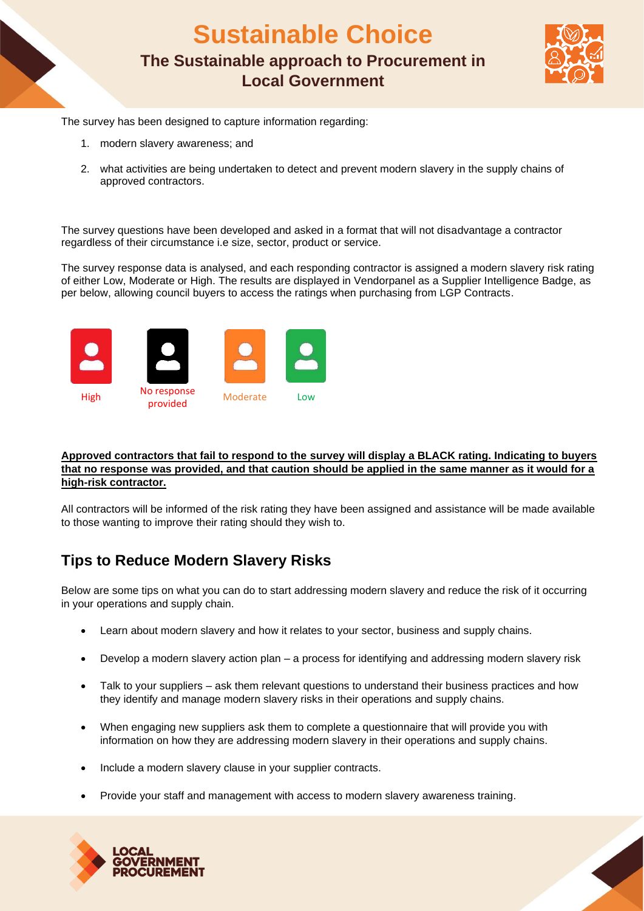# Sustainable Choice

## The Sustainable approach to Procurement in Local Government

The survey has been designed to capture information regarding:

1. modern slavery awareness; and
2. what activities are being undertaken to detect and prevent modern slavery in the supply chains of approved contractors.

The survey questions have been developed and asked in a format that will not disadvantage a contractor regardless of their circumstance i.e size, sector, product or service.

The survey response data is analysed, and each responding contractor is assigned a modern slavery risk rating of either Low, Moderate or High. The results are displayed in Vendorpanel as a Supplier Intelligence Badge, as per below, allowing council buyers to access the ratings when purchasing from LGP Contracts.

High | No response provided | Moderate | Low

**Approved contractors that fail to respond to the survey will display a BLACK rating. Indicating to buyers that no response was provided, and that caution should be applied in the same manner as it would for a high-risk contractor.**

All contractors will be informed of the risk rating they have been assigned and assistance will be made available to those wanting to improve their rating should they wish to.

## Tips to Reduce Modern Slavery Risks

Below are some tips on what you can do to start addressing modern slavery and reduce the risk of it occurring in your operations and supply chain.

- Learn about modern slavery and how it relates to your sector, business and supply chains.
- Develop a modern slavery action plan – a process for identifying and addressing modern slavery risk
- Talk to your suppliers – ask them relevant questions to understand their business practices and how they identify and manage modern slavery risks in their operations and supply chains.
- When engaging new suppliers ask them to complete a questionnaire that will provide you with information on how they are addressing modern slavery in their operations and supply chains.
- Include a modern slavery clause in your supplier contracts.
- Provide your staff and management with access to modern slavery awareness training.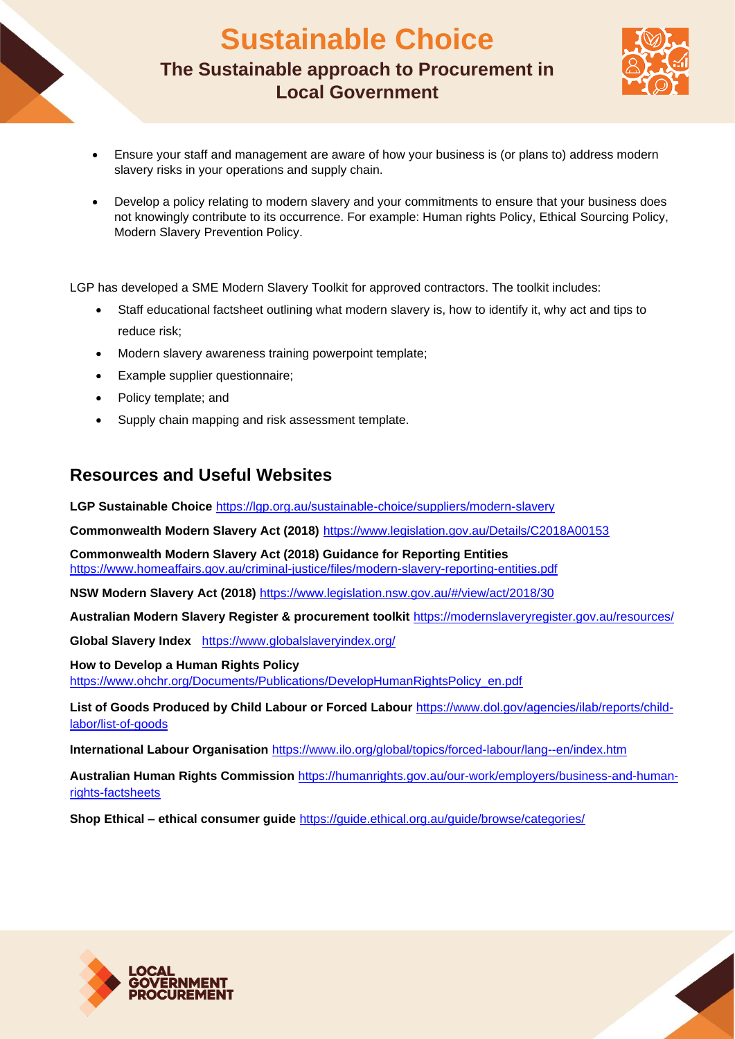- Ensure your staff and management are aware of how your business is (or plans to) address modern slavery risks in your operations and supply chain.

- Develop a policy relating to modern slavery and your commitments to ensure that your business does not knowingly contribute to its occurrence. For example: Human rights Policy, Ethical Sourcing Policy, Modern Slavery Prevention Policy.

LGP has developed a SME Modern Slavery Toolkit for approved contractors. The toolkit includes:

- Staff educational factsheet outlining what modern slavery is, how to identify it, why act and tips to reduce risk;
- Modern slavery awareness training powerpoint template;
- Example supplier questionnaire;
- Policy template; and
- Supply chain mapping and risk assessment template.

## Resources and Useful Websites

**LGP Sustainable Choice** https://lgp.org.au/sustainable-choice/suppliers/modern-slavery

**Commonwealth Modern Slavery Act (2018)** https://www.legislation.gov.au/Details/C2018A00153

**Commonwealth Modern Slavery Act (2018) Guidance for Reporting Entities**
https://www.homeaffairs.gov.au/criminal-justice/files/modern-slavery-reporting-entities.pdf

**NSW Modern Slavery Act (2018)** https://www.legislation.nsw.gov.au/#/view/act/2018/30

**Australian Modern Slavery Register & procurement toolkit** https://modernslaveryregister.gov.au/resources/

**Global Slavery Index** https://www.globalslaveryindex.org/

**How to Develop a Human Rights Policy**
https://www.ohchr.org/Documents/Publications/DevelopHumanRightsPolicy_en.pdf

**List of Goods Produced by Child Labour or Forced Labour** https://www.dol.gov/agencies/ilab/reports/child-labor/list-of-goods

**International Labour Organisation** https://www.ilo.org/global/topics/forced-labour/lang--en/index.htm

**Australian Human Rights Commission** https://humanrights.gov.au/our-work/employers/business-and-human-rights-factsheets

**Shop Ethical – ethical consumer guide** https://guide.ethical.org.au/guide/browse/categories/